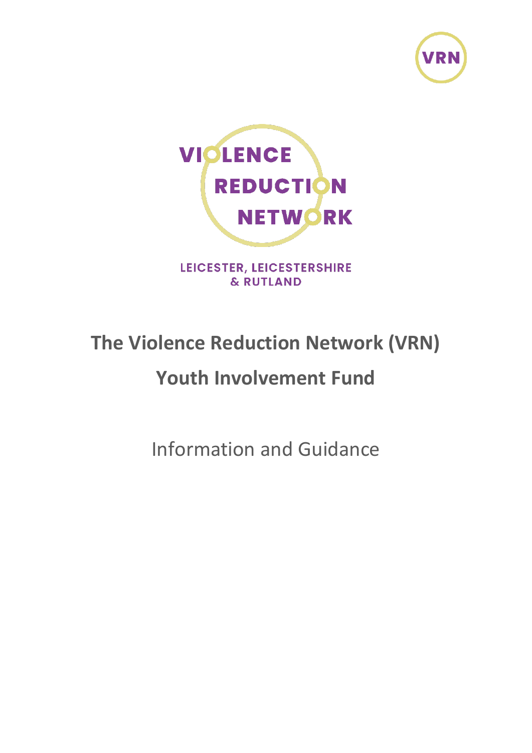VRN

VIOLENCE REDUCTION NETWORK

LEICESTER, LEICESTERSHIRE & RUTLAND

# The Violence Reduction Network (VRN)

# Youth Involvement Fund

## Information and Guidance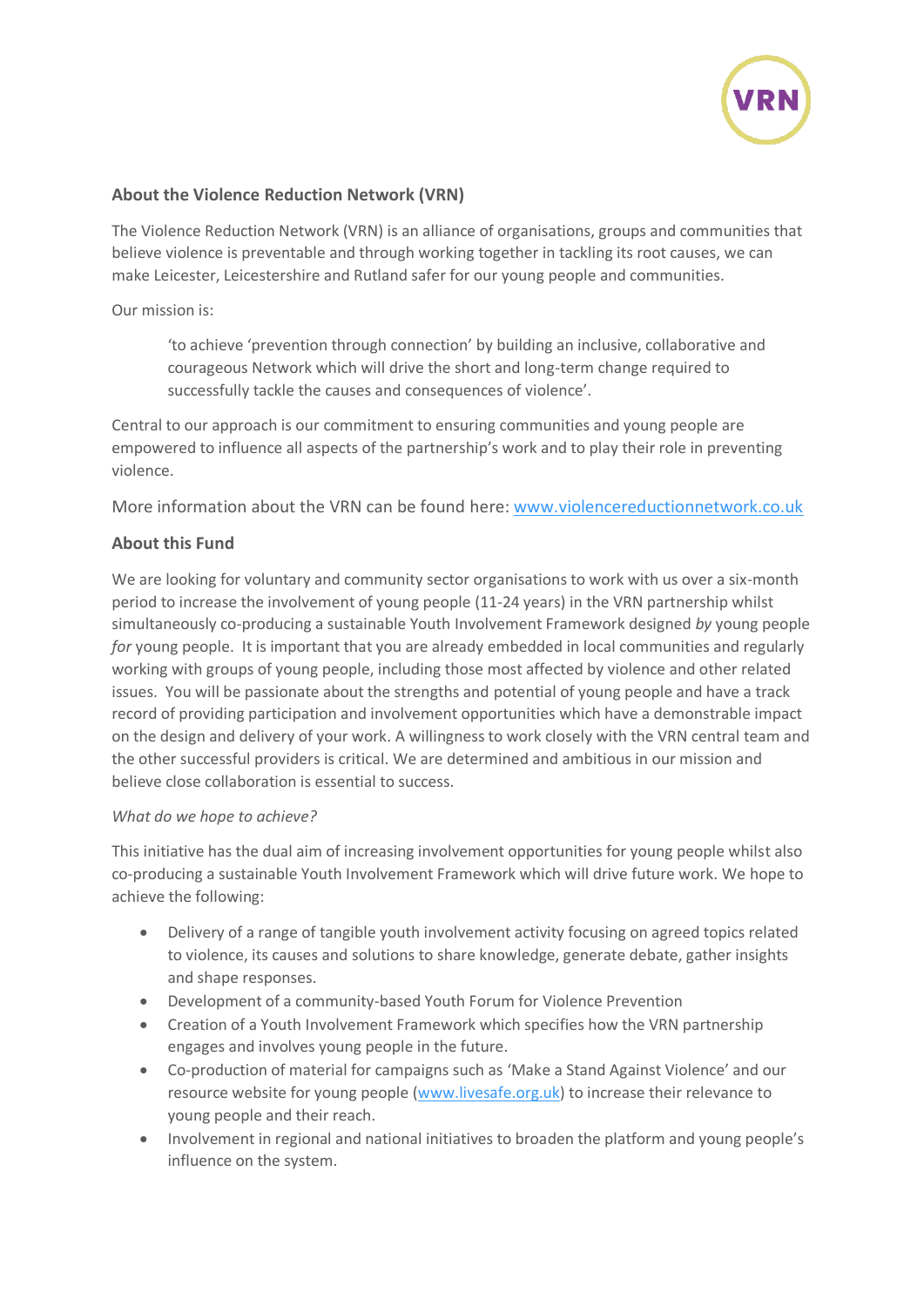## About the Violence Reduction Network (VRN)

The Violence Reduction Network (VRN) is an alliance of organisations, groups and communities that believe violence is preventable and through working together in tackling its root causes, we can make Leicester, Leicestershire and Rutland safer for our young people and communities.

Our mission is:

> 'to achieve 'prevention through connection' by building an inclusive, collaborative and courageous Network which will drive the short and long-term change required to successfully tackle the causes and consequences of violence'.

Central to our approach is our commitment to ensuring communities and young people are empowered to influence all aspects of the partnership's work and to play their role in preventing violence.

More information about the VRN can be found here: [www.violencereductionnetwork.co.uk](http://www.violencereductionnetwork.co.uk)

## About this Fund

We are looking for voluntary and community sector organisations to work with us over a six-month period to increase the involvement of young people (11-24 years) in the VRN partnership whilst simultaneously co-producing a sustainable Youth Involvement Framework designed *by* young people *for* young people. It is important that you are already embedded in local communities and regularly working with groups of young people, including those most affected by violence and other related issues. You will be passionate about the strengths and potential of young people and have a track record of providing participation and involvement opportunities which have a demonstrable impact on the design and delivery of your work. A willingness to work closely with the VRN central team and the other successful providers is critical. We are determined and ambitious in our mission and believe close collaboration is essential to success.

*What do we hope to achieve?*

This initiative has the dual aim of increasing involvement opportunities for young people whilst also co-producing a sustainable Youth Involvement Framework which will drive future work. We hope to achieve the following:

- Delivery of a range of tangible youth involvement activity focusing on agreed topics related to violence, its causes and solutions to share knowledge, generate debate, gather insights and shape responses.
- Development of a community-based Youth Forum for Violence Prevention
- Creation of a Youth Involvement Framework which specifies how the VRN partnership engages and involves young people in the future.
- Co-production of material for campaigns such as 'Make a Stand Against Violence' and our resource website for young people ([www.livesafe.org.uk](http://www.livesafe.org.uk)) to increase their relevance to young people and their reach.
- Involvement in regional and national initiatives to broaden the platform and young people's influence on the system.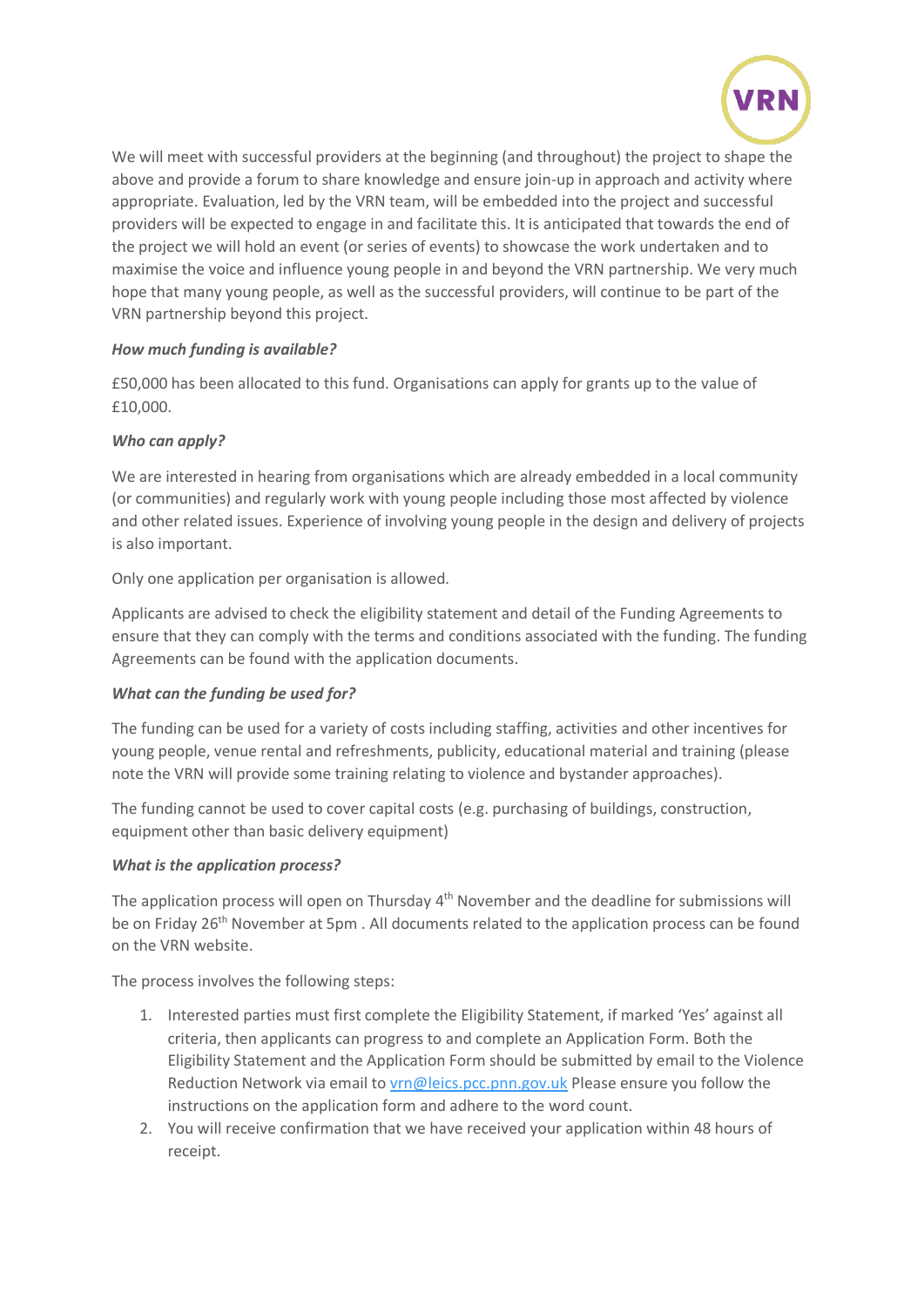We will meet with successful providers at the beginning (and throughout) the project to shape the above and provide a forum to share knowledge and ensure join-up in approach and activity where appropriate. Evaluation, led by the VRN team, will be embedded into the project and successful providers will be expected to engage in and facilitate this. It is anticipated that towards the end of the project we will hold an event (or series of events) to showcase the work undertaken and to maximise the voice and influence young people in and beyond the VRN partnership. We very much hope that many young people, as well as the successful providers, will continue to be part of the VRN partnership beyond this project.

***How much funding is available?***

£50,000 has been allocated to this fund. Organisations can apply for grants up to the value of £10,000.

***Who can apply?***

We are interested in hearing from organisations which are already embedded in a local community (or communities) and regularly work with young people including those most affected by violence and other related issues. Experience of involving young people in the design and delivery of projects is also important.

Only one application per organisation is allowed.

Applicants are advised to check the eligibility statement and detail of the Funding Agreements to ensure that they can comply with the terms and conditions associated with the funding. The funding Agreements can be found with the application documents.

***What can the funding be used for?***

The funding can be used for a variety of costs including staffing, activities and other incentives for young people, venue rental and refreshments, publicity, educational material and training (please note the VRN will provide some training relating to violence and bystander approaches).

The funding cannot be used to cover capital costs (e.g. purchasing of buildings, construction, equipment other than basic delivery equipment)

***What is the application process?***

The application process will open on Thursday 4th November and the deadline for submissions will be on Friday 26th November at 5pm . All documents related to the application process can be found on the VRN website.

The process involves the following steps:

1. Interested parties must first complete the Eligibility Statement, if marked 'Yes' against all criteria, then applicants can progress to and complete an Application Form. Both the Eligibility Statement and the Application Form should be submitted by email to the Violence Reduction Network via email to vrn@leics.pcc.pnn.gov.uk Please ensure you follow the instructions on the application form and adhere to the word count.
2. You will receive confirmation that we have received your application within 48 hours of receipt.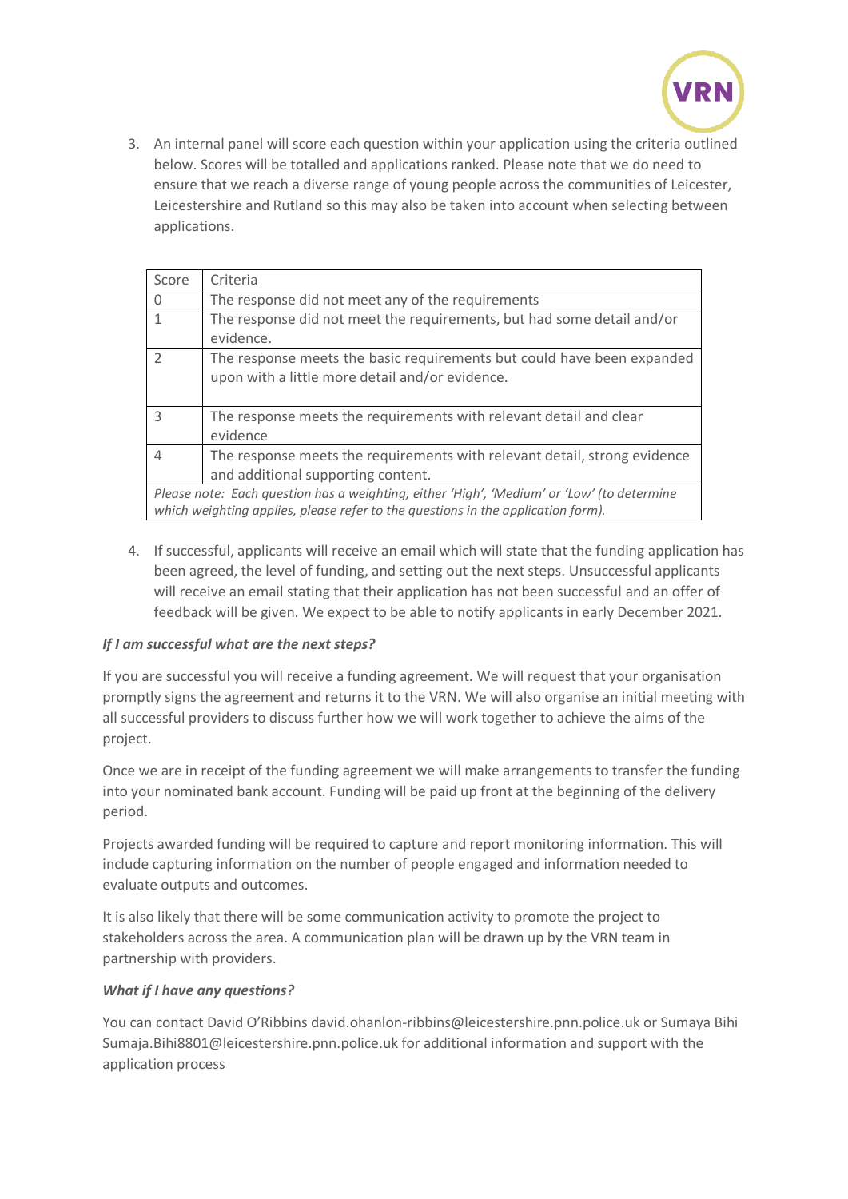3. An internal panel will score each question within your application using the criteria outlined below. Scores will be totalled and applications ranked. Please note that we do need to ensure that we reach a diverse range of young people across the communities of Leicester, Leicestershire and Rutland so this may also be taken into account when selecting between applications.

| Score | Criteria |
|---|---|
| 0 | The response did not meet any of the requirements |
| 1 | The response did not meet the requirements, but had some detail and/or evidence. |
| 2 | The response meets the basic requirements but could have been expanded upon with a little more detail and/or evidence. |
| 3 | The response meets the requirements with relevant detail and clear evidence |
| 4 | The response meets the requirements with relevant detail, strong evidence and additional supporting content. |
| *Please note: Each question has a weighting, either 'High', 'Medium' or 'Low' (to determine which weighting applies, please refer to the questions in the application form).* | |

4. If successful, applicants will receive an email which will state that the funding application has been agreed, the level of funding, and setting out the next steps. Unsuccessful applicants will receive an email stating that their application has not been successful and an offer of feedback will be given. We expect to be able to notify applicants in early December 2021.

***If I am successful what are the next steps?***

If you are successful you will receive a funding agreement. We will request that your organisation promptly signs the agreement and returns it to the VRN. We will also organise an initial meeting with all successful providers to discuss further how we will work together to achieve the aims of the project.

Once we are in receipt of the funding agreement we will make arrangements to transfer the funding into your nominated bank account. Funding will be paid up front at the beginning of the delivery period.

Projects awarded funding will be required to capture and report monitoring information. This will include capturing information on the number of people engaged and information needed to evaluate outputs and outcomes.

It is also likely that there will be some communication activity to promote the project to stakeholders across the area. A communication plan will be drawn up by the VRN team in partnership with providers.

***What if I have any questions?***

You can contact David O'Ribbins david.ohanlon-ribbins@leicestershire.pnn.police.uk or Sumaya Bihi Sumaja.Bihi8801@leicestershire.pnn.police.uk for additional information and support with the application process